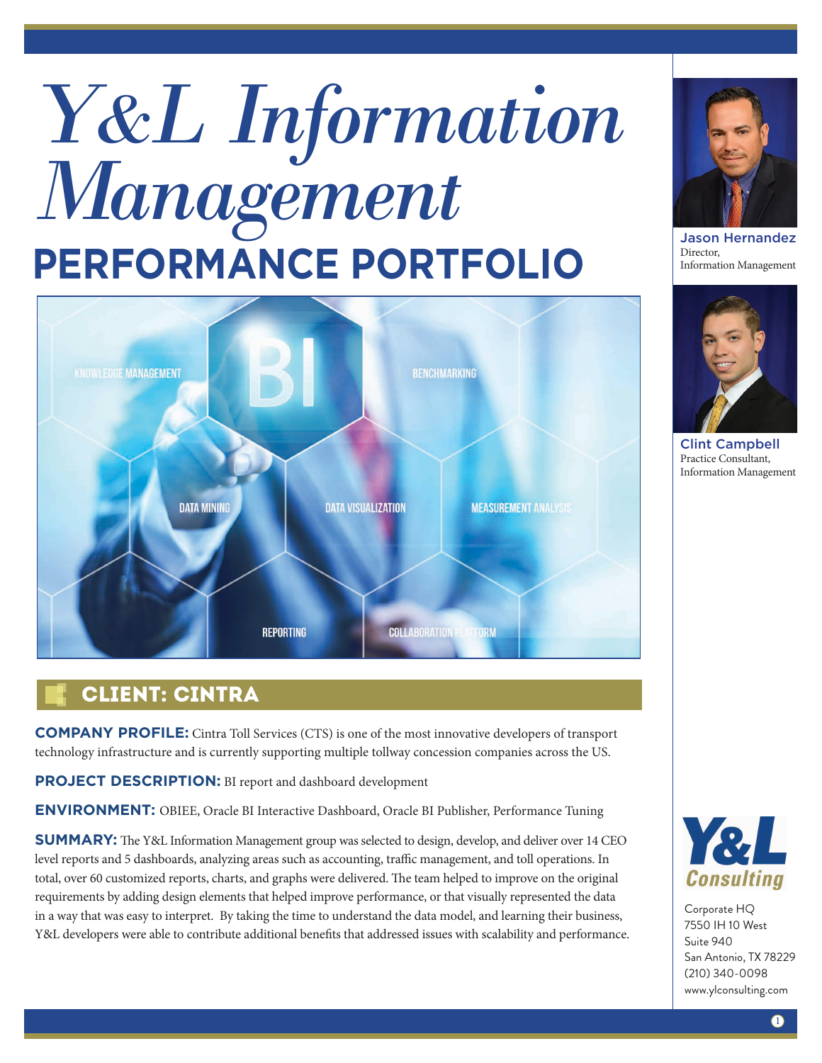# Y&L Information Management

# PERFORMANCE PORTFOLIO

## CLIENT: CINTRA

**COMPANY PROFILE:** Cintra Toll Services (CTS) is one of the most innovative developers of transport technology infrastructure and is currently supporting multiple tollway concession companies across the US.

**PROJECT DESCRIPTION:** BI report and dashboard development

**ENVIRONMENT:** OBIEE, Oracle BI Interactive Dashboard, Oracle BI Publisher, Performance Tuning

**SUMMARY:** The Y&L Information Management group was selected to design, develop, and deliver over 14 CEO level reports and 5 dashboards, analyzing areas such as accounting, traffic management, and toll operations. In total, over 60 customized reports, charts, and graphs were delivered. The team helped to improve on the original requirements by adding design elements that helped improve performance, or that visually represented the data in a way that was easy to interpret. By taking the time to understand the data model, and learning their business, Y&L developers were able to contribute additional benefits that addressed issues with scalability and performance.

**Jason Hernandez**
Director,
Information Management

**Clint Campbell**
Practice Consultant,
Information Management

Y&L Consulting

Corporate HQ
7550 IH 10 West
Suite 940
San Antonio, TX 78229
(210) 340-0098
www.ylconsulting.com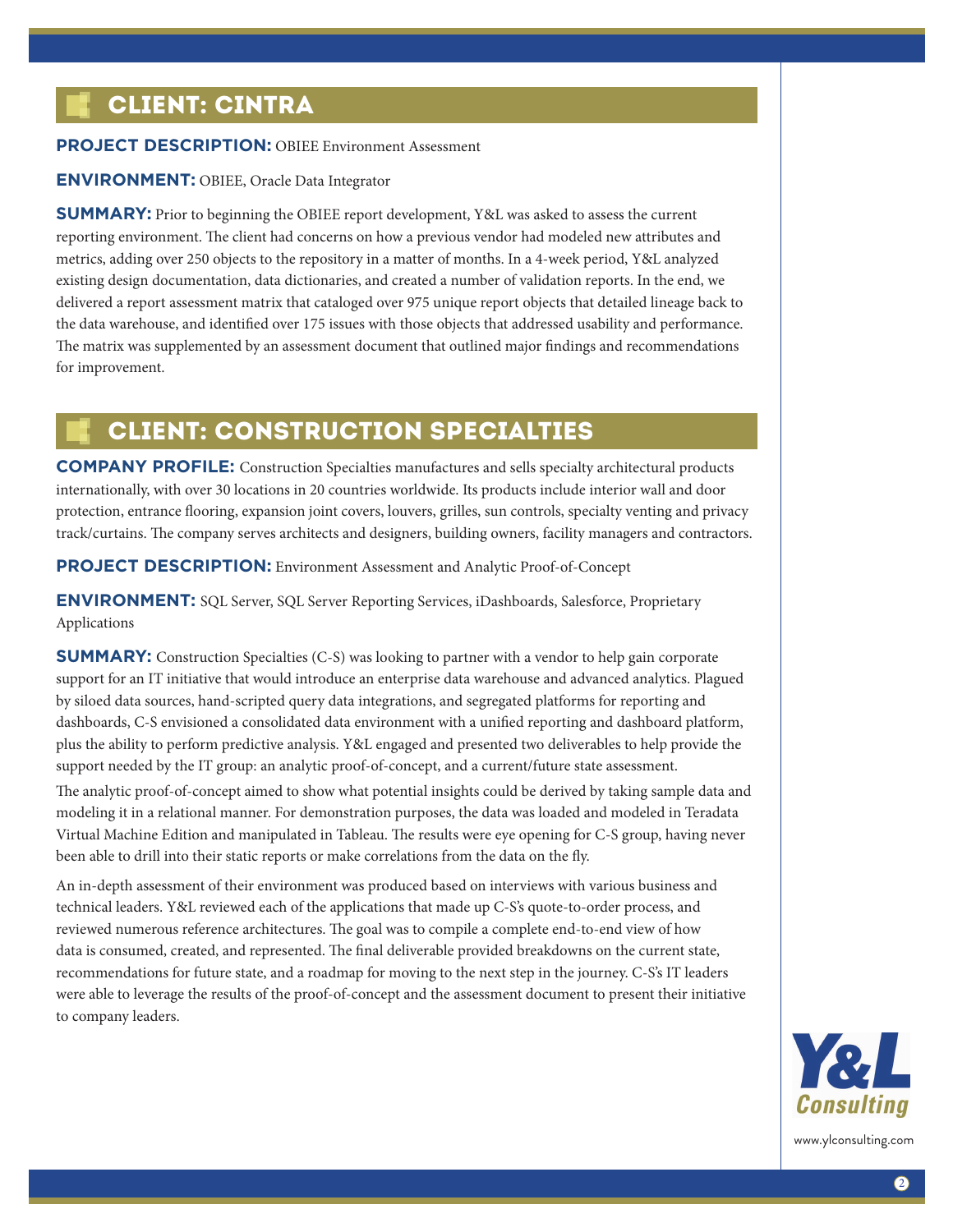## CLIENT: CINTRA

**PROJECT DESCRIPTION:** OBIEE Environment Assessment

**ENVIRONMENT:** OBIEE, Oracle Data Integrator

**SUMMARY:** Prior to beginning the OBIEE report development, Y&L was asked to assess the current reporting environment. The client had concerns on how a previous vendor had modeled new attributes and metrics, adding over 250 objects to the repository in a matter of months. In a 4-week period, Y&L analyzed existing design documentation, data dictionaries, and created a number of validation reports. In the end, we delivered a report assessment matrix that cataloged over 975 unique report objects that detailed lineage back to the data warehouse, and identified over 175 issues with those objects that addressed usability and performance. The matrix was supplemented by an assessment document that outlined major findings and recommendations for improvement.

## CLIENT: CONSTRUCTION SPECIALTIES

**COMPANY PROFILE:** Construction Specialties manufactures and sells specialty architectural products internationally, with over 30 locations in 20 countries worldwide. Its products include interior wall and door protection, entrance flooring, expansion joint covers, louvers, grilles, sun controls, specialty venting and privacy track/curtains. The company serves architects and designers, building owners, facility managers and contractors.

**PROJECT DESCRIPTION:** Environment Assessment and Analytic Proof-of-Concept

**ENVIRONMENT:** SQL Server, SQL Server Reporting Services, iDashboards, Salesforce, Proprietary Applications

**SUMMARY:** Construction Specialties (C-S) was looking to partner with a vendor to help gain corporate support for an IT initiative that would introduce an enterprise data warehouse and advanced analytics. Plagued by siloed data sources, hand-scripted query data integrations, and segregated platforms for reporting and dashboards, C-S envisioned a consolidated data environment with a unified reporting and dashboard platform, plus the ability to perform predictive analysis. Y&L engaged and presented two deliverables to help provide the support needed by the IT group: an analytic proof-of-concept, and a current/future state assessment.

The analytic proof-of-concept aimed to show what potential insights could be derived by taking sample data and modeling it in a relational manner. For demonstration purposes, the data was loaded and modeled in Teradata Virtual Machine Edition and manipulated in Tableau. The results were eye opening for C-S group, having never been able to drill into their static reports or make correlations from the data on the fly.

An in-depth assessment of their environment was produced based on interviews with various business and technical leaders. Y&L reviewed each of the applications that made up C-S's quote-to-order process, and reviewed numerous reference architectures. The goal was to compile a complete end-to-end view of how data is consumed, created, and represented. The final deliverable provided breakdowns on the current state, recommendations for future state, and a roadmap for moving to the next step in the journey. C-S's IT leaders were able to leverage the results of the proof-of-concept and the assessment document to present their initiative to company leaders.

Y&L Consulting

www.ylconsulting.com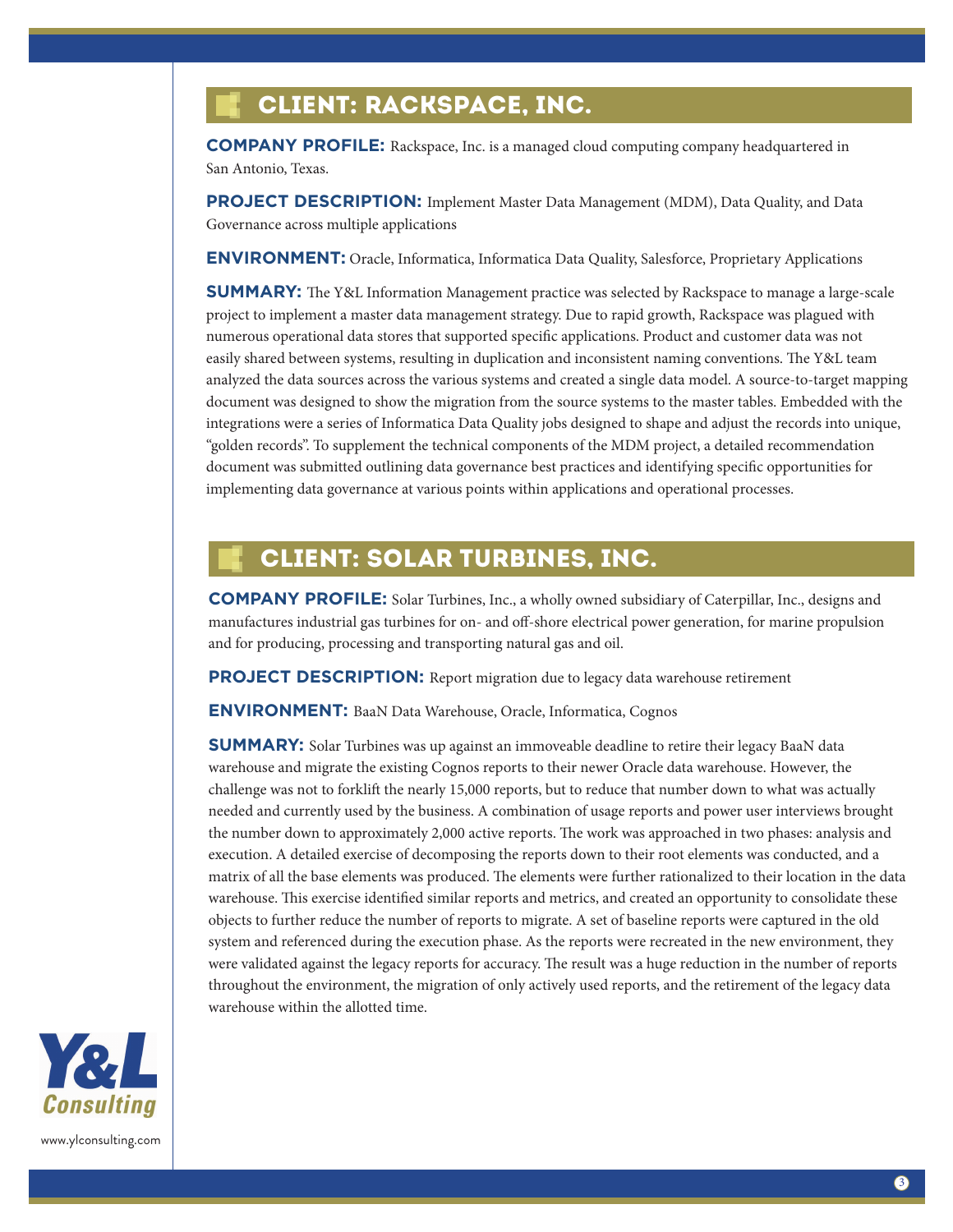## CLIENT: RACKSPACE, INC.

**COMPANY PROFILE:** Rackspace, Inc. is a managed cloud computing company headquartered in San Antonio, Texas.

**PROJECT DESCRIPTION:** Implement Master Data Management (MDM), Data Quality, and Data Governance across multiple applications

**ENVIRONMENT:** Oracle, Informatica, Informatica Data Quality, Salesforce, Proprietary Applications

**SUMMARY:** The Y&L Information Management practice was selected by Rackspace to manage a large-scale project to implement a master data management strategy. Due to rapid growth, Rackspace was plagued with numerous operational data stores that supported specific applications. Product and customer data was not easily shared between systems, resulting in duplication and inconsistent naming conventions. The Y&L team analyzed the data sources across the various systems and created a single data model. A source-to-target mapping document was designed to show the migration from the source systems to the master tables. Embedded with the integrations were a series of Informatica Data Quality jobs designed to shape and adjust the records into unique, "golden records". To supplement the technical components of the MDM project, a detailed recommendation document was submitted outlining data governance best practices and identifying specific opportunities for implementing data governance at various points within applications and operational processes.

## CLIENT: SOLAR TURBINES, INC.

**COMPANY PROFILE:** Solar Turbines, Inc., a wholly owned subsidiary of Caterpillar, Inc., designs and manufactures industrial gas turbines for on- and off-shore electrical power generation, for marine propulsion and for producing, processing and transporting natural gas and oil.

**PROJECT DESCRIPTION:** Report migration due to legacy data warehouse retirement

**ENVIRONMENT:** BaaN Data Warehouse, Oracle, Informatica, Cognos

**SUMMARY:** Solar Turbines was up against an immoveable deadline to retire their legacy BaaN data warehouse and migrate the existing Cognos reports to their newer Oracle data warehouse. However, the challenge was not to forklift the nearly 15,000 reports, but to reduce that number down to what was actually needed and currently used by the business. A combination of usage reports and power user interviews brought the number down to approximately 2,000 active reports. The work was approached in two phases: analysis and execution. A detailed exercise of decomposing the reports down to their root elements was conducted, and a matrix of all the base elements was produced. The elements were further rationalized to their location in the data warehouse. This exercise identified similar reports and metrics, and created an opportunity to consolidate these objects to further reduce the number of reports to migrate. A set of baseline reports were captured in the old system and referenced during the execution phase. As the reports were recreated in the new environment, they were validated against the legacy reports for accuracy. The result was a huge reduction in the number of reports throughout the environment, the migration of only actively used reports, and the retirement of the legacy data warehouse within the allotted time.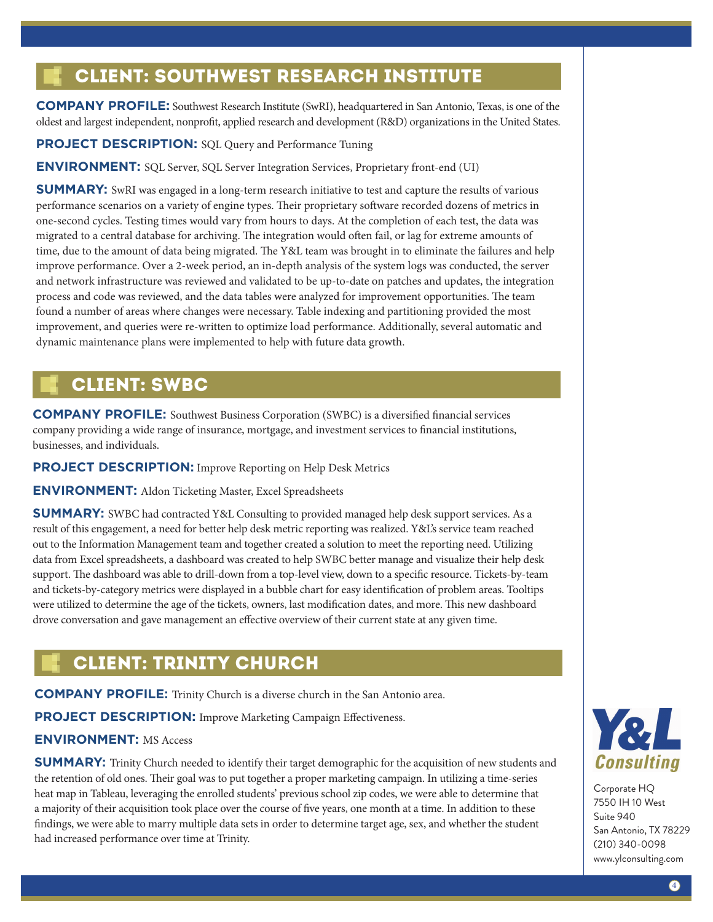## CLIENT: SOUTHWEST RESEARCH INSTITUTE

**COMPANY PROFILE:** Southwest Research Institute (SwRI), headquartered in San Antonio, Texas, is one of the oldest and largest independent, nonprofit, applied research and development (R&D) organizations in the United States.

**PROJECT DESCRIPTION:** SQL Query and Performance Tuning

**ENVIRONMENT:** SQL Server, SQL Server Integration Services, Proprietary front-end (UI)

**SUMMARY:** SwRI was engaged in a long-term research initiative to test and capture the results of various performance scenarios on a variety of engine types. Their proprietary software recorded dozens of metrics in one-second cycles. Testing times would vary from hours to days. At the completion of each test, the data was migrated to a central database for archiving. The integration would often fail, or lag for extreme amounts of time, due to the amount of data being migrated. The Y&L team was brought in to eliminate the failures and help improve performance. Over a 2-week period, an in-depth analysis of the system logs was conducted, the server and network infrastructure was reviewed and validated to be up-to-date on patches and updates, the integration process and code was reviewed, and the data tables were analyzed for improvement opportunities. The team found a number of areas where changes were necessary. Table indexing and partitioning provided the most improvement, and queries were re-written to optimize load performance. Additionally, several automatic and dynamic maintenance plans were implemented to help with future data growth.

## CLIENT: SWBC

**COMPANY PROFILE:** Southwest Business Corporation (SWBC) is a diversified financial services company providing a wide range of insurance, mortgage, and investment services to financial institutions, businesses, and individuals.

**PROJECT DESCRIPTION:** Improve Reporting on Help Desk Metrics

**ENVIRONMENT:** Aldon Ticketing Master, Excel Spreadsheets

**SUMMARY:** SWBC had contracted Y&L Consulting to provided managed help desk support services. As a result of this engagement, a need for better help desk metric reporting was realized. Y&L's service team reached out to the Information Management team and together created a solution to meet the reporting need. Utilizing data from Excel spreadsheets, a dashboard was created to help SWBC better manage and visualize their help desk support. The dashboard was able to drill-down from a top-level view, down to a specific resource. Tickets-by-team and tickets-by-category metrics were displayed in a bubble chart for easy identification of problem areas. Tooltips were utilized to determine the age of the tickets, owners, last modification dates, and more. This new dashboard drove conversation and gave management an effective overview of their current state at any given time.

## CLIENT: TRINITY CHURCH

**COMPANY PROFILE:** Trinity Church is a diverse church in the San Antonio area.

**PROJECT DESCRIPTION:** Improve Marketing Campaign Effectiveness.

**ENVIRONMENT:** MS Access

**SUMMARY:** Trinity Church needed to identify their target demographic for the acquisition of new students and the retention of old ones. Their goal was to put together a proper marketing campaign. In utilizing a time-series heat map in Tableau, leveraging the enrolled students' previous school zip codes, we were able to determine that a majority of their acquisition took place over the course of five years, one month at a time. In addition to these findings, we were able to marry multiple data sets in order to determine target age, sex, and whether the student had increased performance over time at Trinity.

Y&L Consulting

Corporate HQ
7550 IH 10 West
Suite 940
San Antonio, TX 78229
(210) 340-0098
www.ylconsulting.com